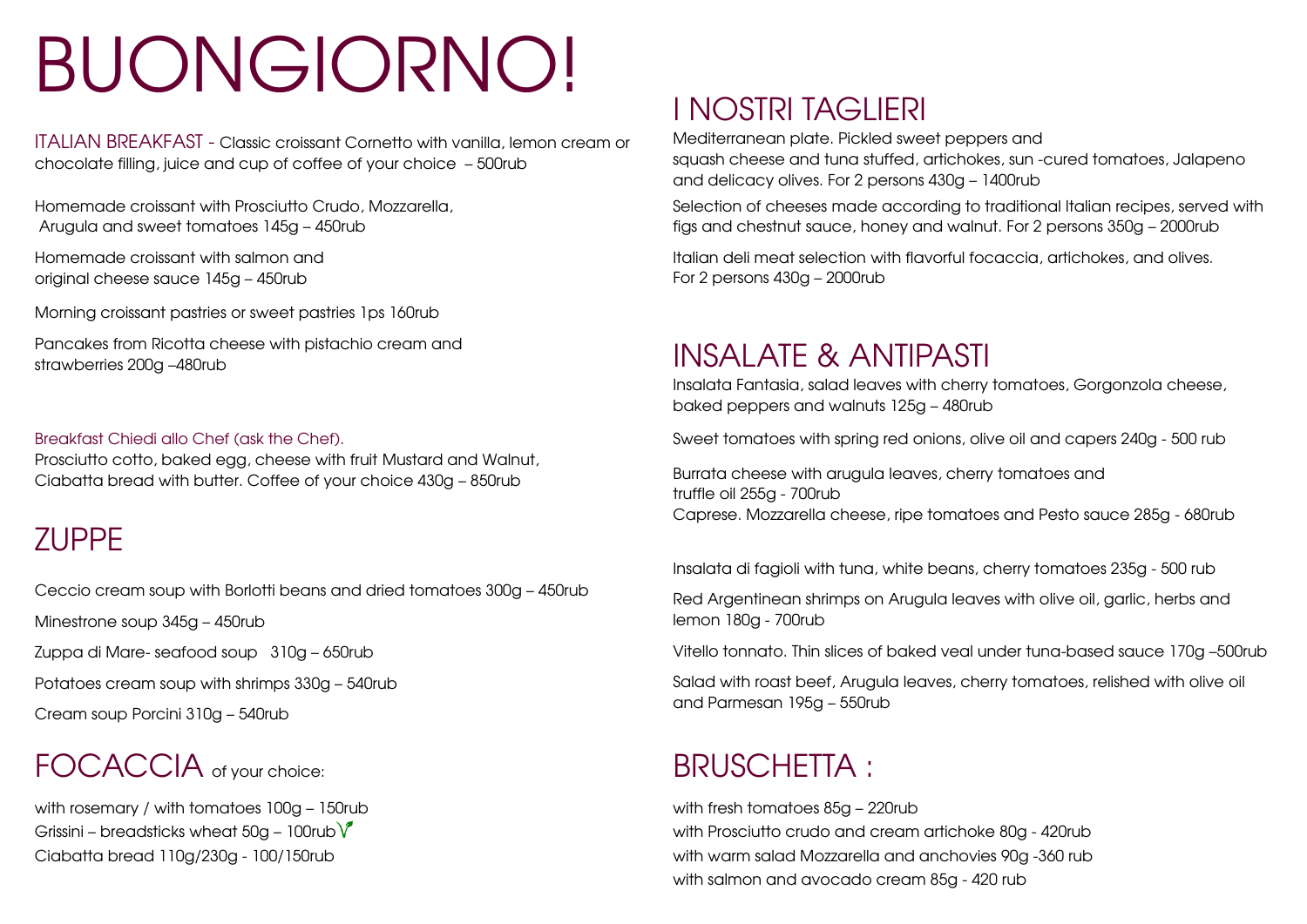# BUONGIORNO!

ITALIAN BREAKFAST - Classic croissant Cornetto with vanilla, lemon cream or chocolate filling, juice and cup of coffee of your choice – 500rub

Homemade croissant with Prosciutto Crudo, Mozzarella, Arugula and sweet tomatoes 145g – 450rub

Homemade croissant with salmon and original cheese sauce 145g – 450rub

Morning croissant pastries or sweet pastries 1ps 160rub

Pancakes from Ricotta cheese with pistachio cream and strawberries 200g –480rub

Breakfast Chiedi allo Chef (ask the Chef).
Prosciutto cotto, baked egg, cheese with fruit Mustard and Walnut, Ciabatta bread with butter. Coffee of your choice 430g – 850rub

## ZUPPE

Ceccio cream soup with Borlotti beans and dried tomatoes 300g – 450rub

Minestrone soup 345g – 450rub

Zuppa di Mare- seafood soup 310g – 650rub

Potatoes cream soup with shrimps 330g – 540rub

Cream soup Porcini 310g – 540rub

## FOCACCIA of your choice:

with rosemary / with tomatoes 100g – 150rub
Grissini – breadsticks wheat 50g – 100rub
Ciabatta bread 110g/230g - 100/150rub

## I NOSTRI TAGLIERI

Mediterranean plate. Pickled sweet peppers and squash cheese and tuna stuffed, artichokes, sun -cured tomatoes, Jalapeno and delicacy olives. For 2 persons 430g – 1400rub

Selection of cheeses made according to traditional Italian recipes, served with figs and chestnut sauce, honey and walnut. For 2 persons 350g – 2000rub

Italian deli meat selection with flavorful focaccia, artichokes, and olives. For 2 persons 430g – 2000rub

## INSALATE & ANTIPASTI

Insalata Fantasia, salad leaves with cherry tomatoes, Gorgonzola cheese, baked peppers and walnuts 125g – 480rub

Sweet tomatoes with spring red onions, olive oil and capers 240g - 500 rub

Burrata cheese with arugula leaves, cherry tomatoes and truffle oil 255g - 700rub
Caprese. Mozzarella cheese, ripe tomatoes and Pesto sauce 285g - 680rub

Insalata di fagioli with tuna, white beans, cherry tomatoes 235g - 500 rub

Red Argentinean shrimps on Arugula leaves with olive oil, garlic, herbs and lemon 180g - 700rub

Vitello tonnato. Thin slices of baked veal under tuna-based sauce 170g –500rub

Salad with roast beef, Arugula leaves, cherry tomatoes, relished with olive oil and Parmesan 195g – 550rub

## BRUSCHETTA :

with fresh tomatoes 85g – 220rub
with Prosciutto crudo and cream artichoke 80g - 420rub
with warm salad Mozzarella and anchovies 90g -360 rub
with salmon and avocado cream 85g - 420 rub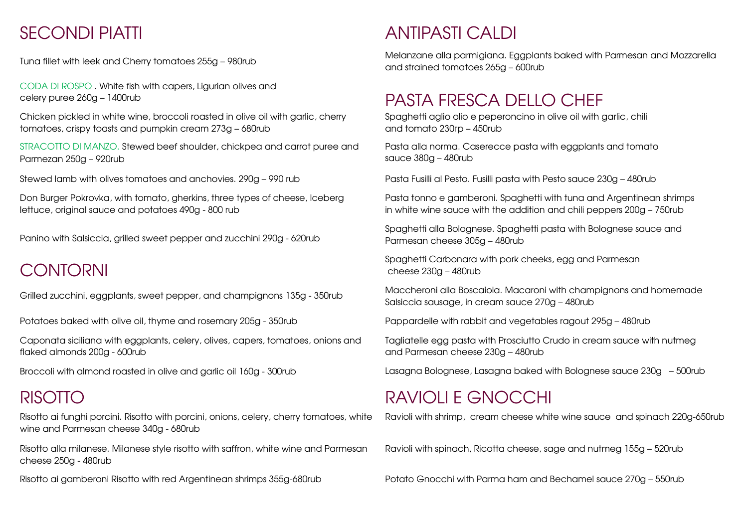## SECONDI PIATTI

Tuna fillet with leek and Cherry tomatoes 255g – 980rub

CODA DI ROSPO . White fish with capers, Ligurian olives and celery puree 260g – 1400rub

Chicken pickled in white wine, broccoli roasted in olive oil with garlic, cherry tomatoes, crispy toasts and pumpkin cream 273g – 680rub

STRACOTTO DI MANZO. Stewed beef shoulder, chickpea and carrot puree and Parmezan 250g – 920rub

Stewed lamb with olives tomatoes and anchovies. 290g – 990 rub

Don Burger Pokrovka, with tomato, gherkins, three types of cheese, Iceberg lettuce, original sauce and potatoes 490g - 800 rub

Panino with Salsiccia, grilled sweet pepper and zucchini 290g - 620rub

## CONTORNI

Grilled zucchini, eggplants, sweet pepper, and champignons 135g - 350rub

Potatoes baked with olive oil, thyme and rosemary 205g - 350rub

Caponata siciliana with eggplants, celery, olives, capers, tomatoes, onions and flaked almonds 200g - 600rub

Broccoli with almond roasted in olive and garlic oil 160g - 300rub

## RISOTTO

Risotto ai funghi porcini. Risotto with porcini, onions, celery, cherry tomatoes, white wine and Parmesan cheese 340g - 680rub

Risotto alla milanese. Milanese style risotto with saffron, white wine and Parmesan cheese 250g - 480rub

Risotto ai gamberoni Risotto with red Argentinean shrimps 355g-680rub

## ANTIPASTI CALDI

Melanzane alla parmigiana. Eggplants baked with Parmesan and Mozzarella and strained tomatoes 265g – 600rub

## PASTA FRESCA DELLO CHEF

Spaghetti aglio olio e peperoncino in olive oil with garlic, chili and tomato 230rp – 450rub

Pasta alla norma. Caserecce pasta with eggplants and tomato sauce 380g – 480rub

Pasta Fusilli al Pesto. Fusilli pasta with Pesto sauce 230g – 480rub

Pasta tonno e gamberoni. Spaghetti with tuna and Argentinean shrimps in white wine sauce with the addition and chili peppers 200g – 750rub

Spaghetti alla Bolognese. Spaghetti pasta with Bolognese sauce and Parmesan cheese 305g – 480rub

Spaghetti Carbonara with pork cheeks, egg and Parmesan cheese 230g – 480rub

Maccheroni alla Boscaiola. Macaroni with champignons and homemade Salsiccia sausage, in cream sauce 270g – 480rub

Pappardelle with rabbit and vegetables ragout 295g – 480rub

Tagliatelle egg pasta with Prosciutto Crudo in cream sauce with nutmeg and Parmesan cheese 230g – 480rub

Lasagna Bolognese, Lasagna baked with Bolognese sauce 230g – 500rub

## RAVIOLI E GNOCCHI

Ravioli with shrimp, cream cheese white wine sauce and spinach 220g-650rub

Ravioli with spinach, Ricotta cheese, sage and nutmeg 155g – 520rub

Potato Gnocchi with Parma ham and Bechamel sauce 270g – 550rub